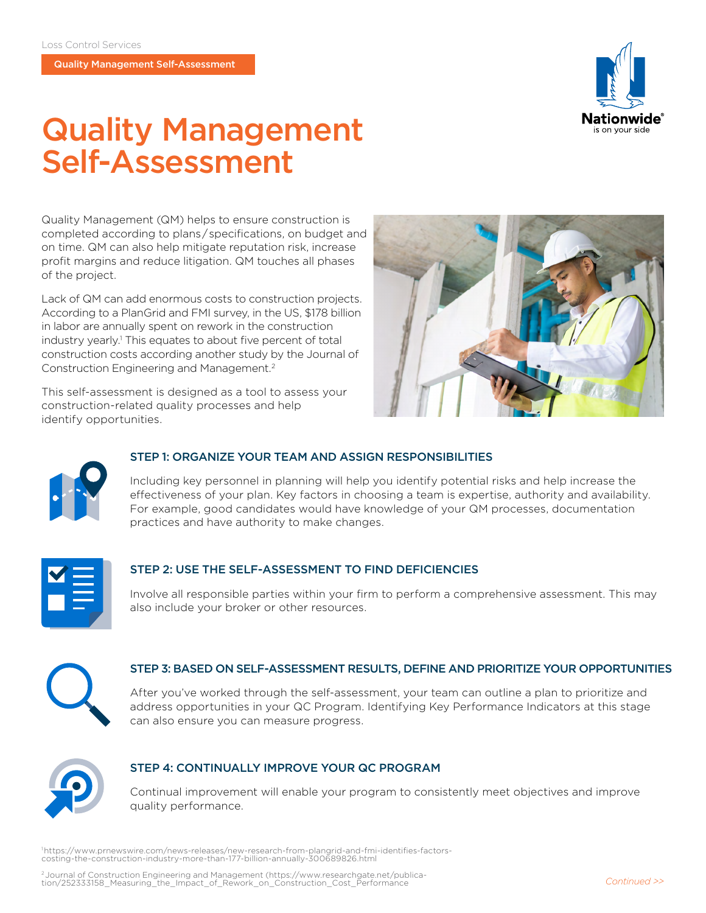Loss Control Services

**Quality Management Self-Assessment**

# Quality Management Self-Assessment

Quality Management (QM) helps to ensure construction is completed according to plans/specifications, on budget and on time. QM can also help mitigate reputation risk, increase profit margins and reduce litigation. QM touches all phases of the project.

Lack of QM can add enormous costs to construction projects. According to a PlanGrid and FMI survey, in the US, $178 billion in labor are annually spent on rework in the construction industry yearly.[1] This equates to about five percent of total construction costs according another study by the Journal of Construction Engineering and Management.[2]

This self-assessment is designed as a tool to assess your construction-related quality processes and help identify opportunities.

## STEP 1: ORGANIZE YOUR TEAM AND ASSIGN RESPONSIBILITIES

Including key personnel in planning will help you identify potential risks and help increase the effectiveness of your plan. Key factors in choosing a team is expertise, authority and availability. For example, good candidates would have knowledge of your QM processes, documentation practices and have authority to make changes.

## STEP 2: USE THE SELF-ASSESSMENT TO FIND DEFICIENCIES

Involve all responsible parties within your firm to perform a comprehensive assessment. This may also include your broker or other resources.

## STEP 3: BASED ON SELF-ASSESSMENT RESULTS, DEFINE AND PRIORITIZE YOUR OPPORTUNITIES

After you've worked through the self-assessment, your team can outline a plan to prioritize and address opportunities in your QC Program. Identifying Key Performance Indicators at this stage can also ensure you can measure progress.

## STEP 4: CONTINUALLY IMPROVE YOUR QC PROGRAM

Continual improvement will enable your program to consistently meet objectives and improve quality performance.

[1] https://www.prnewswire.com/news-releases/new-research-from-plangrid-and-fmi-identifies-factors-costing-the-construction-industry-more-than-177-billion-annually-300689826.html

[2] Journal of Construction Engineering and Management (https://www.researchgate.net/publication/252333158_Measuring_the_Impact_of_Rework_on_Construction_Cost_Performance

*Continued >>*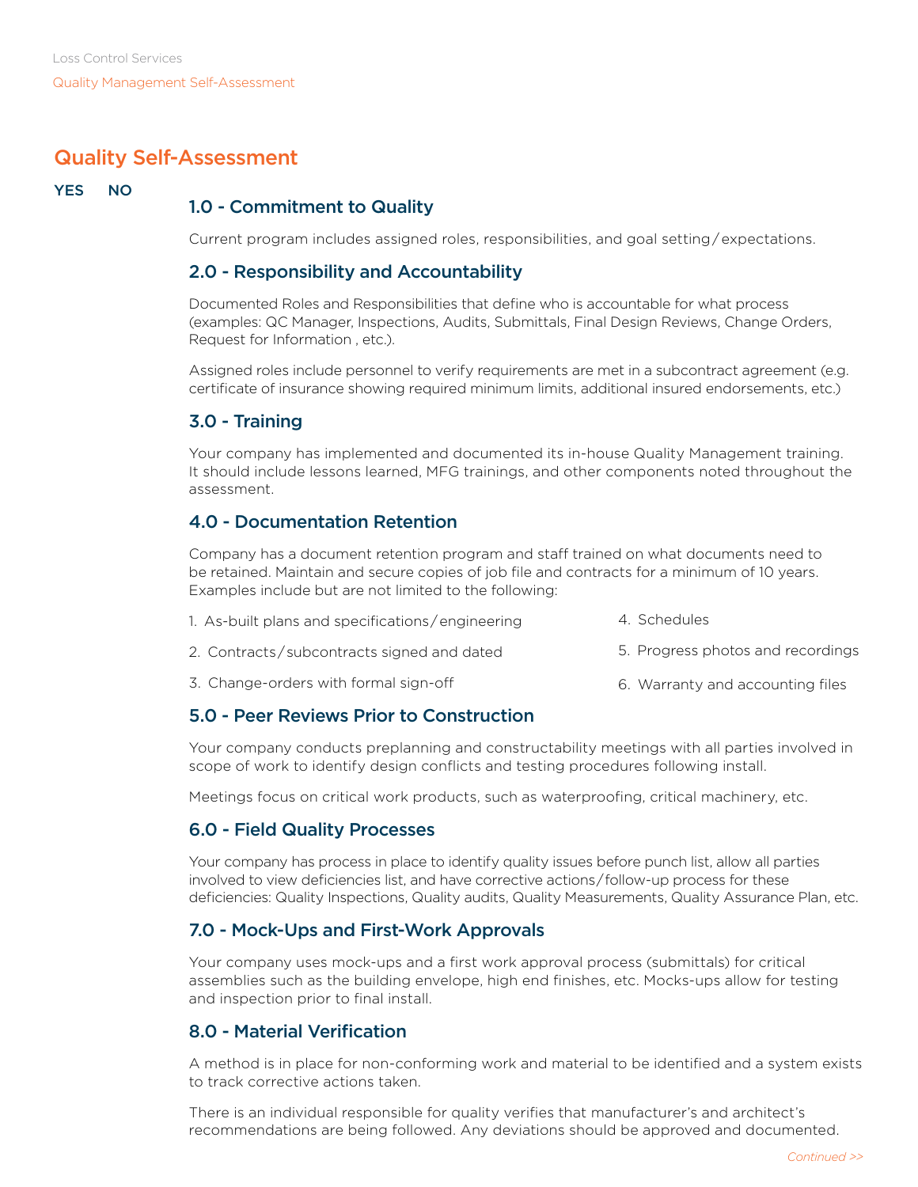## Quality Self-Assessment

YES NO

### 1.0 - Commitment to Quality

Current program includes assigned roles, responsibilities, and goal setting / expectations.

### 2.0 - Responsibility and Accountability

Documented Roles and Responsibilities that define who is accountable for what process (examples: QC Manager, Inspections, Audits, Submittals, Final Design Reviews, Change Orders, Request for Information , etc.).

Assigned roles include personnel to verify requirements are met in a subcontract agreement (e.g. certificate of insurance showing required minimum limits, additional insured endorsements, etc.)

### 3.0 - Training

Your company has implemented and documented its in-house Quality Management training. It should include lessons learned, MFG trainings, and other components noted throughout the assessment.

### 4.0 - Documentation Retention

Company has a document retention program and staff trained on what documents need to be retained. Maintain and secure copies of job file and contracts for a minimum of 10 years. Examples include but are not limited to the following:

1. As-built plans and specifications / engineering
2. Contracts / subcontracts signed and dated
3. Change-orders with formal sign-off
4. Schedules
5. Progress photos and recordings
6. Warranty and accounting files

### 5.0 - Peer Reviews Prior to Construction

Your company conducts preplanning and constructability meetings with all parties involved in scope of work to identify design conflicts and testing procedures following install.

Meetings focus on critical work products, such as waterproofing, critical machinery, etc.

### 6.0 - Field Quality Processes

Your company has process in place to identify quality issues before punch list, allow all parties involved to view deficiencies list, and have corrective actions / follow-up process for these deficiencies: Quality Inspections, Quality audits, Quality Measurements, Quality Assurance Plan, etc.

### 7.0 - Mock-Ups and First-Work Approvals

Your company uses mock-ups and a first work approval process (submittals) for critical assemblies such as the building envelope, high end finishes, etc. Mocks-ups allow for testing and inspection prior to final install.

### 8.0 - Material Verification

A method is in place for non-conforming work and material to be identified and a system exists to track corrective actions taken.

There is an individual responsible for quality verifies that manufacturer's and architect's recommendations are being followed. Any deviations should be approved and documented.

*Continued >>*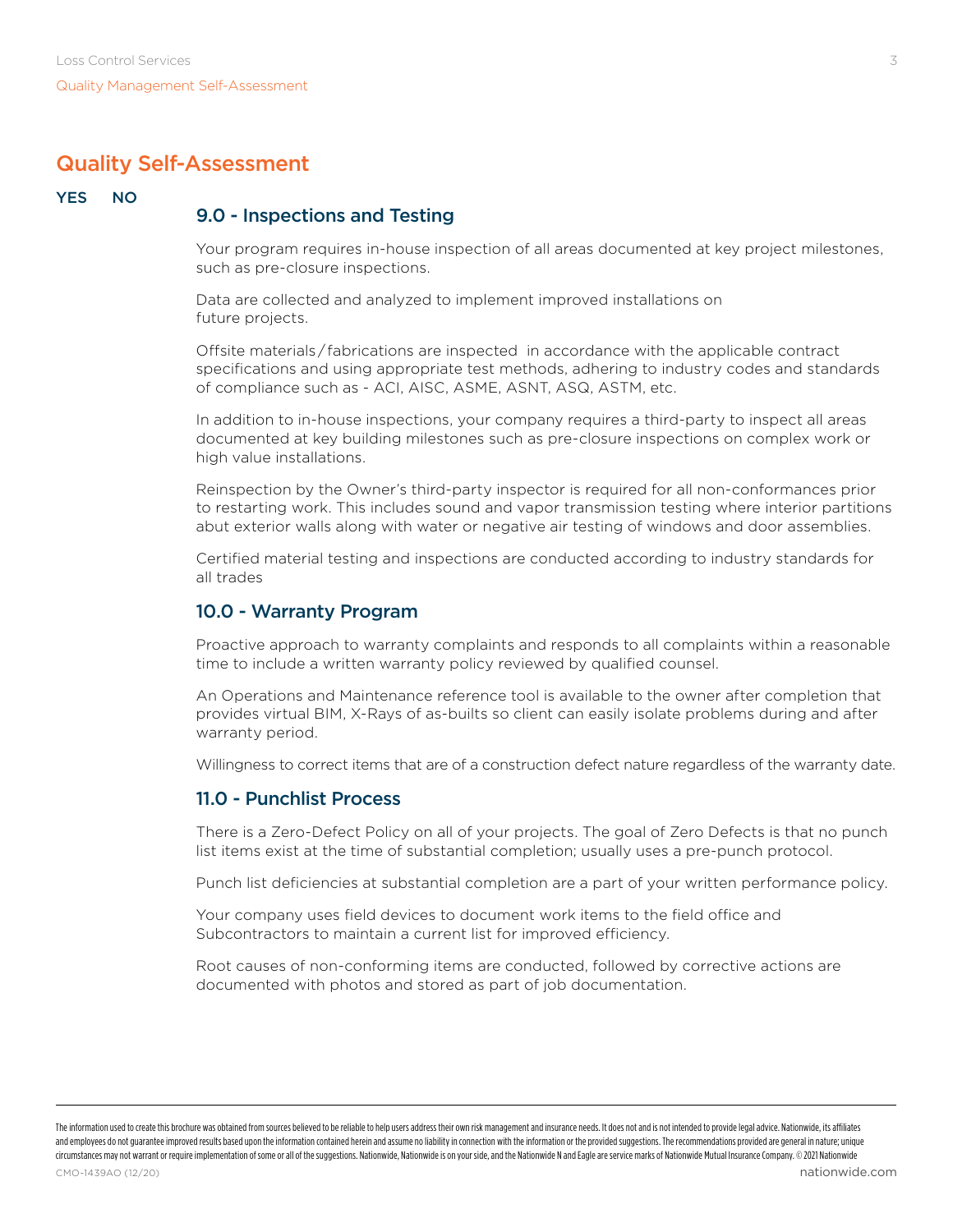## Quality Self-Assessment

YES NO

### 9.0 - Inspections and Testing

Your program requires in-house inspection of all areas documented at key project milestones, such as pre-closure inspections.

Data are collected and analyzed to implement improved installations on future projects.

Offsite materials / fabrications are inspected in accordance with the applicable contract specifications and using appropriate test methods, adhering to industry codes and standards of compliance such as - ACI, AISC, ASME, ASNT, ASQ, ASTM, etc.

In addition to in-house inspections, your company requires a third-party to inspect all areas documented at key building milestones such as pre-closure inspections on complex work or high value installations.

Reinspection by the Owner's third-party inspector is required for all non-conformances prior to restarting work. This includes sound and vapor transmission testing where interior partitions abut exterior walls along with water or negative air testing of windows and door assemblies.

Certified material testing and inspections are conducted according to industry standards for all trades

### 10.0 - Warranty Program

Proactive approach to warranty complaints and responds to all complaints within a reasonable time to include a written warranty policy reviewed by qualified counsel.

An Operations and Maintenance reference tool is available to the owner after completion that provides virtual BIM, X-Rays of as-builts so client can easily isolate problems during and after warranty period.

Willingness to correct items that are of a construction defect nature regardless of the warranty date.

### 11.0 - Punchlist Process

There is a Zero-Defect Policy on all of your projects. The goal of Zero Defects is that no punch list items exist at the time of substantial completion; usually uses a pre-punch protocol.

Punch list deficiencies at substantial completion are a part of your written performance policy.

Your company uses field devices to document work items to the field office and Subcontractors to maintain a current list for improved efficiency.

Root causes of non-conforming items are conducted, followed by corrective actions are documented with photos and stored as part of job documentation.

The information used to create this brochure was obtained from sources believed to be reliable to help users address their own risk management and insurance needs. It does not and is not intended to provide legal advice. Nationwide, its affiliates and employees do not guarantee improved results based upon the information contained herein and assume no liability in connection with the information or the provided suggestions. The recommendations provided are general in nature; unique circumstances may not warrant or require implementation of some or all of the suggestions. Nationwide, Nationwide is on your side, and the Nationwide N and Eagle are service marks of Nationwide Mutual Insurance Company. © 2021 Nationwide

CMO-1439AO (12/20)

nationwide.com